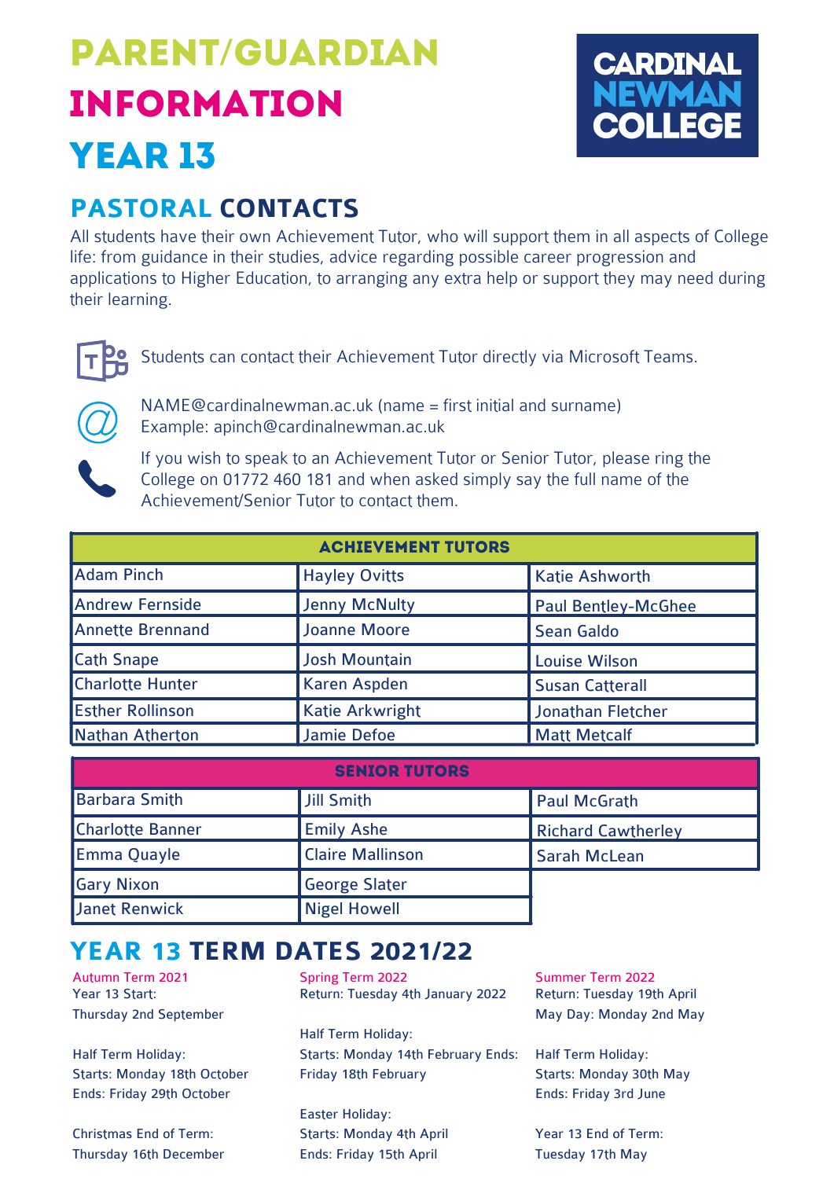# PARENT/GUARDIAN INFORMATION YEAR 13

CARDINAL NEWMAN COLLEGE

## PASTORAL CONTACTS

All students have their own Achievement Tutor, who will support them in all aspects of College life: from guidance in their studies, advice regarding possible career progression and applications to Higher Education, to arranging any extra help or support they may need during their learning.

Students can contact their Achievement Tutor directly via Microsoft Teams.

NAME@cardinalnewman.ac.uk (name = first initial and surname)
Example: apinch@cardinalnewman.ac.uk

If you wish to speak to an Achievement Tutor or Senior Tutor, please ring the College on 01772 460 181 and when asked simply say the full name of the Achievement/Senior Tutor to contact them.

| ACHIEVEMENT TUTORS | | |
|---|---|---|
| Adam Pinch | Hayley Ovitts | Katie Ashworth |
| Andrew Fernside | Jenny McNulty | Paul Bentley-McGhee |
| Annette Brennand | Joanne Moore | Sean Galdo |
| Cath Snape | Josh Mountain | Louise Wilson |
| Charlotte Hunter | Karen Aspden | Susan Catterall |
| Esther Rollinson | Katie Arkwright | Jonathan Fletcher |
| Nathan Atherton | Jamie Defoe | Matt Metcalf |

| SENIOR TUTORS | | |
|---|---|---|
| Barbara Smith | Jill Smith | Paul McGrath |
| Charlotte Banner | Emily Ashe | Richard Cawtherley |
| Emma Quayle | Claire Mallinson | Sarah McLean |
| Gary Nixon | George Slater | |
| Janet Renwick | Nigel Howell | |

## YEAR 13 TERM DATES 2021/22

**Autumn Term 2021**
Year 13 Start:
Thursday 2nd September

Half Term Holiday:
Starts: Monday 18th October
Ends: Friday 29th October

Christmas End of Term:
Thursday 16th December

**Spring Term 2022**
Return: Tuesday 4th January 2022

Half Term Holiday:
Starts: Monday 14th February Ends: Friday 18th February

Easter Holiday:
Starts: Monday 4th April
Ends: Friday 15th April

**Summer Term 2022**
Return: Tuesday 19th April
May Day: Monday 2nd May

Half Term Holiday:
Starts: Monday 30th May
Ends: Friday 3rd June

Year 13 End of Term:
Tuesday 17th May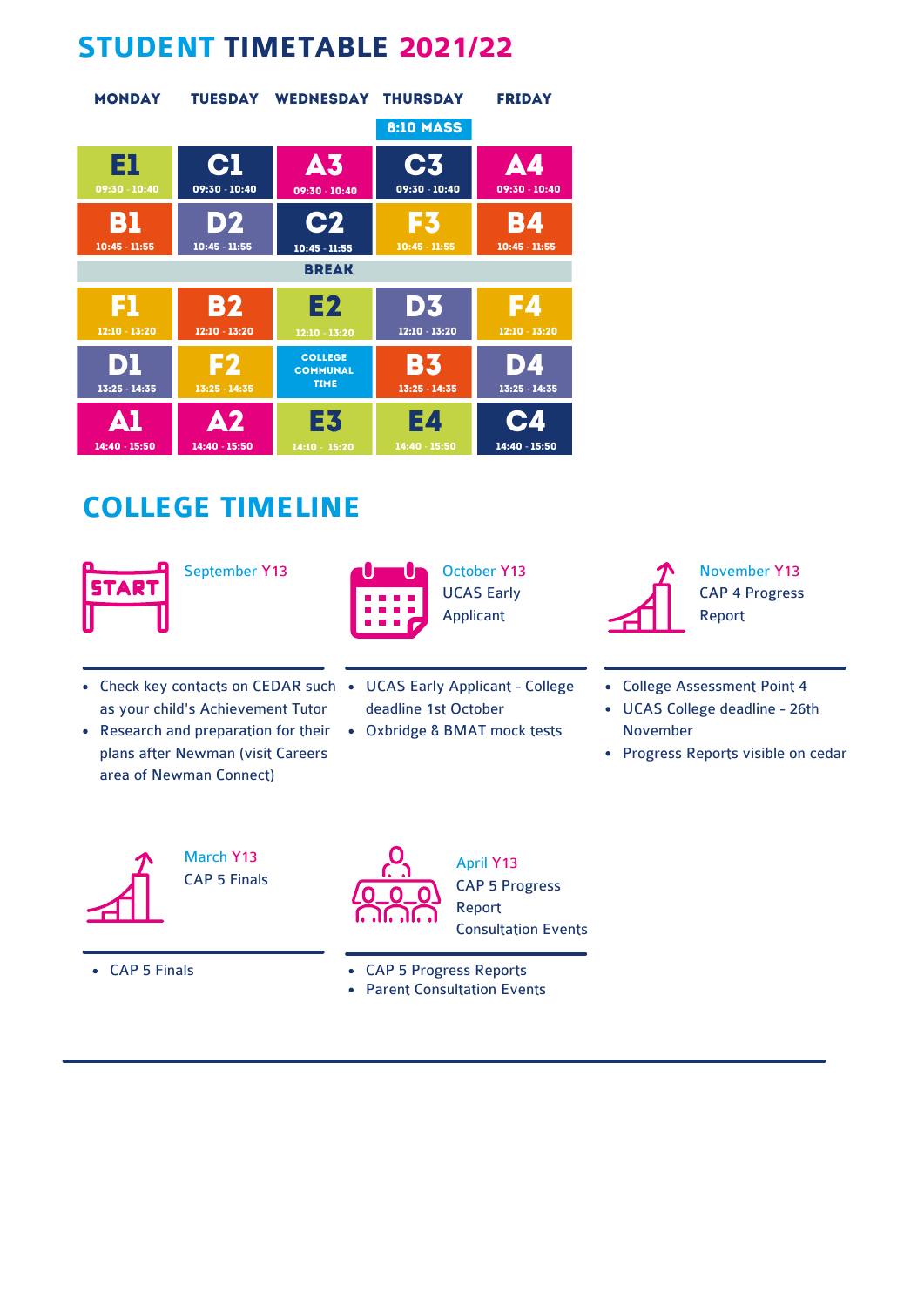# STUDENT TIMETABLE 2021/22

| MONDAY | TUESDAY | WEDNESDAY | THURSDAY | FRIDAY |
|---|---|---|---|---|
| | | | 8:10 MASS | |
| E1 09:30 - 10:40 | C1 09:30 - 10:40 | A3 09:30 - 10:40 | C3 09:30 - 10:40 | A4 09:30 - 10:40 |
| B1 10:45 - 11:55 | D2 10:45 - 11:55 | C2 10:45 - 11:55 | F3 10:45 - 11:55 | B4 10:45 - 11:55 |
| BREAK | | | | |
| F1 12:10 - 13:20 | B2 12:10 - 13:20 | E2 12:10 - 13:20 | D3 12:10 - 13:20 | F4 12:10 - 13:20 |
| D1 13:25 - 14:35 | F2 13:25 - 14:35 | COLLEGE COMMUNAL TIME | B3 13:25 - 14:35 | D4 13:25 - 14:35 |
| A1 14:40 - 15:50 | A2 14:40 - 15:50 | E3 14:10 - 15:20 | E4 14:40 - 15:50 | C4 14:40 - 15:50 |

# COLLEGE TIMELINE

### September Y13

- Check key contacts on CEDAR such as your child's Achievement Tutor
- Research and preparation for their plans after Newman (visit Careers area of Newman Connect)

### October Y13
UCAS Early Applicant

- UCAS Early Applicant - College deadline 1st October
- Oxbridge & BMAT mock tests

### November Y13
CAP 4 Progress Report

- College Assessment Point 4
- UCAS College deadline - 26th November
- Progress Reports visible on cedar

### March Y13
CAP 5 Finals

- CAP 5 Finals

### April Y13
CAP 5 Progress Report Consultation Events

- CAP 5 Progress Reports
- Parent Consultation Events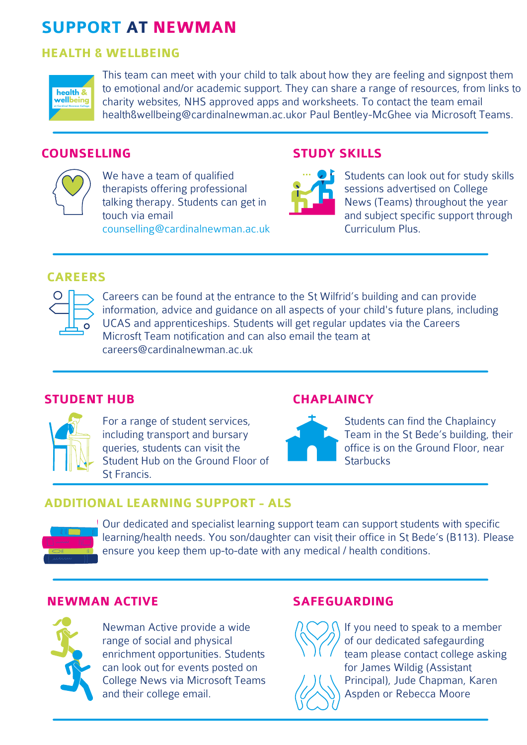# SUPPORT AT NEWMAN

## HEALTH & WELLBEING

This team can meet with your child to talk about how they are feeling and signpost them to emotional and/or academic support. They can share a range of resources, from links to charity websites, NHS approved apps and worksheets. To contact the team email health&wellbeing@cardinalnewman.ac.ukor Paul Bentley-McGhee via Microsoft Teams.

## COUNSELLING

We have a team of qualified therapists offering professional talking therapy. Students can get in touch via email counselling@cardinalnewman.ac.uk

## STUDY SKILLS

Students can look out for study skills sessions advertised on College News (Teams) throughout the year and subject specific support through Curriculum Plus.

## CAREERS

Careers can be found at the entrance to the St Wilfrid's building and can provide information, advice and guidance on all aspects of your child's future plans, including UCAS and apprenticeships. Students will get regular updates via the Careers Microsft Team notification and can also email the team at careers@cardinalnewman.ac.uk

## STUDENT HUB

For a range of student services, including transport and bursary queries, students can visit the Student Hub on the Ground Floor of St Francis.

## CHAPLAINCY

Students can find the Chaplaincy Team in the St Bede's building, their office is on the Ground Floor, near Starbucks

## ADDITIONAL LEARNING SUPPORT - ALS

Our dedicated and specialist learning support team can support students with specific learning/health needs. You son/daughter can visit their office in St Bede's (B113). Please ensure you keep them up-to-date with any medical / health conditions.

## NEWMAN ACTIVE

Newman Active provide a wide range of social and physical enrichment opportunities. Students can look out for events posted on College News via Microsoft Teams and their college email.

## SAFEGUARDING

If you need to speak to a member of our dedicated safegaurding team please contact college asking for James Wildig (Assistant Principal), Jude Chapman, Karen Aspden or Rebecca Moore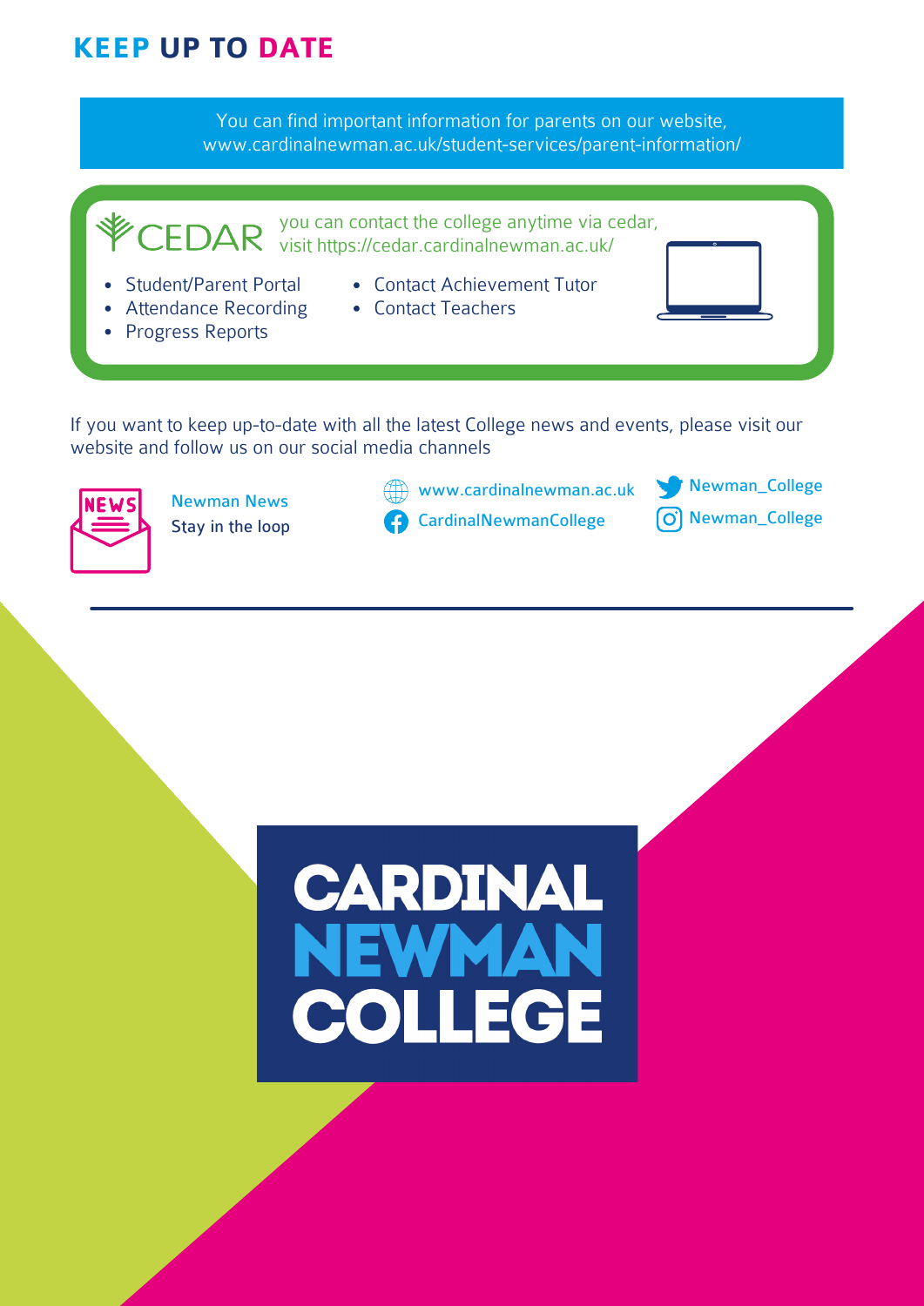# KEEP UP TO DATE

You can find important information for parents on our website, www.cardinalnewman.ac.uk/student-services/parent-information/

CEDAR you can contact the college anytime via cedar, visit https://cedar.cardinalnewman.ac.uk/

- Student/Parent Portal
- Attendance Recording
- Progress Reports
- Contact Achievement Tutor
- Contact Teachers

If you want to keep up-to-date with all the latest College news and events, please visit our website and follow us on our social media channels

Newman News
Stay in the loop

www.cardinalnewman.ac.uk

CardinalNewmanCollege

Newman_College

Newman_College

CARDINAL NEWMAN COLLEGE